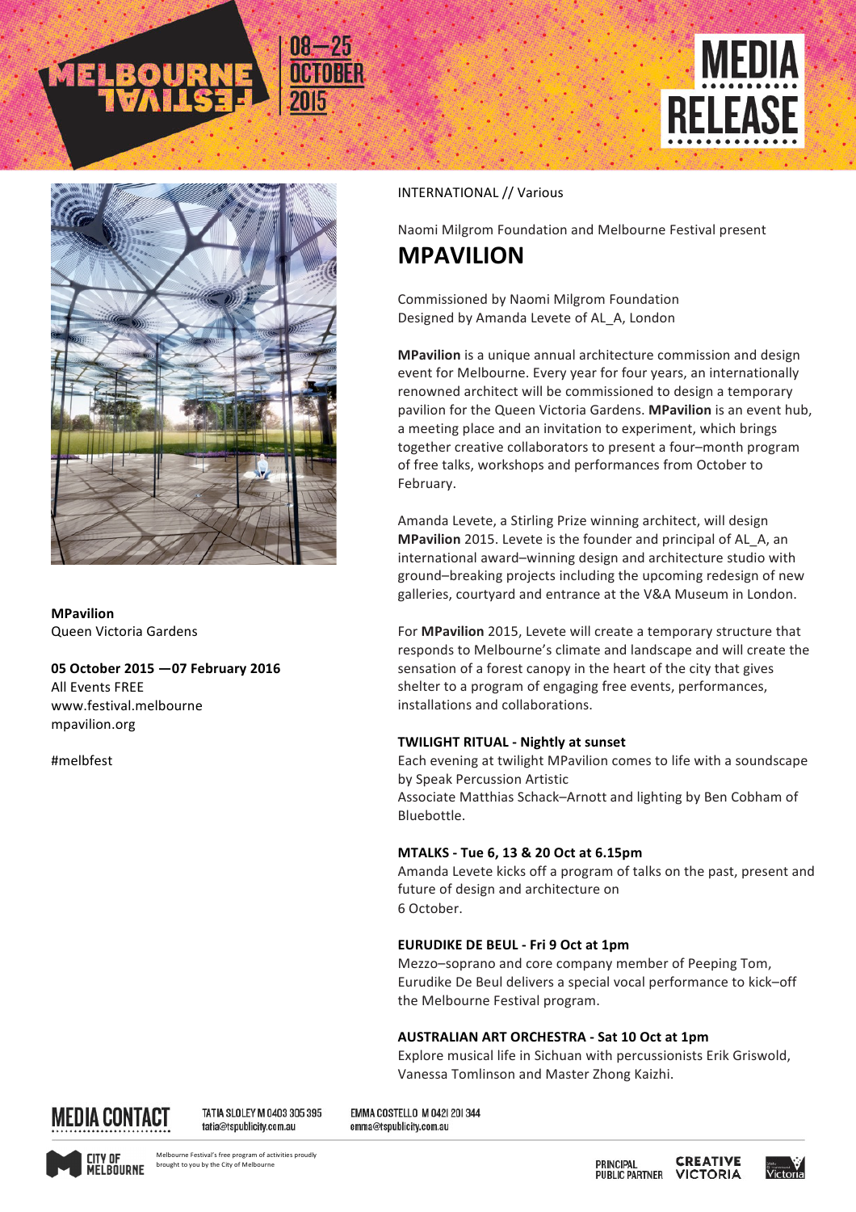MELBOURNE FESTIVAL

08—25 OCTOBER 2015

# MEDIA RELEASE

**MPavilion**
Queen Victoria Gardens

**05 October 2015 —07 February 2016**
All Events FREE
www.festival.melbourne
mpavilion.org

#melbfest

INTERNATIONAL // Various

Naomi Milgrom Foundation and Melbourne Festival present

# MPAVILION

Commissioned by Naomi Milgrom Foundation
Designed by Amanda Levete of AL_A, London

**MPavilion** is a unique annual architecture commission and design event for Melbourne. Every year for four years, an internationally renowned architect will be commissioned to design a temporary pavilion for the Queen Victoria Gardens. **MPavilion** is an event hub, a meeting place and an invitation to experiment, which brings together creative collaborators to present a four–month program of free talks, workshops and performances from October to February.

Amanda Levete, a Stirling Prize winning architect, will design **MPavilion** 2015. Levete is the founder and principal of AL_A, an international award–winning design and architecture studio with ground–breaking projects including the upcoming redesign of new galleries, courtyard and entrance at the V&A Museum in London.

For **MPavilion** 2015, Levete will create a temporary structure that responds to Melbourne's climate and landscape and will create the sensation of a forest canopy in the heart of the city that gives shelter to a program of engaging free events, performances, installations and collaborations.

**TWILIGHT RITUAL - Nightly at sunset**
Each evening at twilight MPavilion comes to life with a soundscape by Speak Percussion Artistic
Associate Matthias Schack–Arnott and lighting by Ben Cobham of Bluebottle.

**MTALKS - Tue 6, 13 & 20 Oct at 6.15pm**
Amanda Levete kicks off a program of talks on the past, present and future of design and architecture on
6 October.

**EURUDIKE DE BEUL - Fri 9 Oct at 1pm**
Mezzo–soprano and core company member of Peeping Tom, Eurudike De Beul delivers a special vocal performance to kick–off the Melbourne Festival program.

**AUSTRALIAN ART ORCHESTRA - Sat 10 Oct at 1pm**
Explore musical life in Sichuan with percussionists Erik Griswold, Vanessa Tomlinson and Master Zhong Kaizhi.

**MEDIA CONTACT**

TATIA SLOLEY M 0403 305 395
tatia@tspublicity.com.au

EMMA COSTELLO M 0421 201 344
emma@tspublicity.com.au

CITY OF MELBOURNE — Melbourne Festival's free program of activities proudly brought to you by the City of Melbourne

PRINCIPAL PUBLIC PARTNER — CREATIVE VICTORIA — Victoria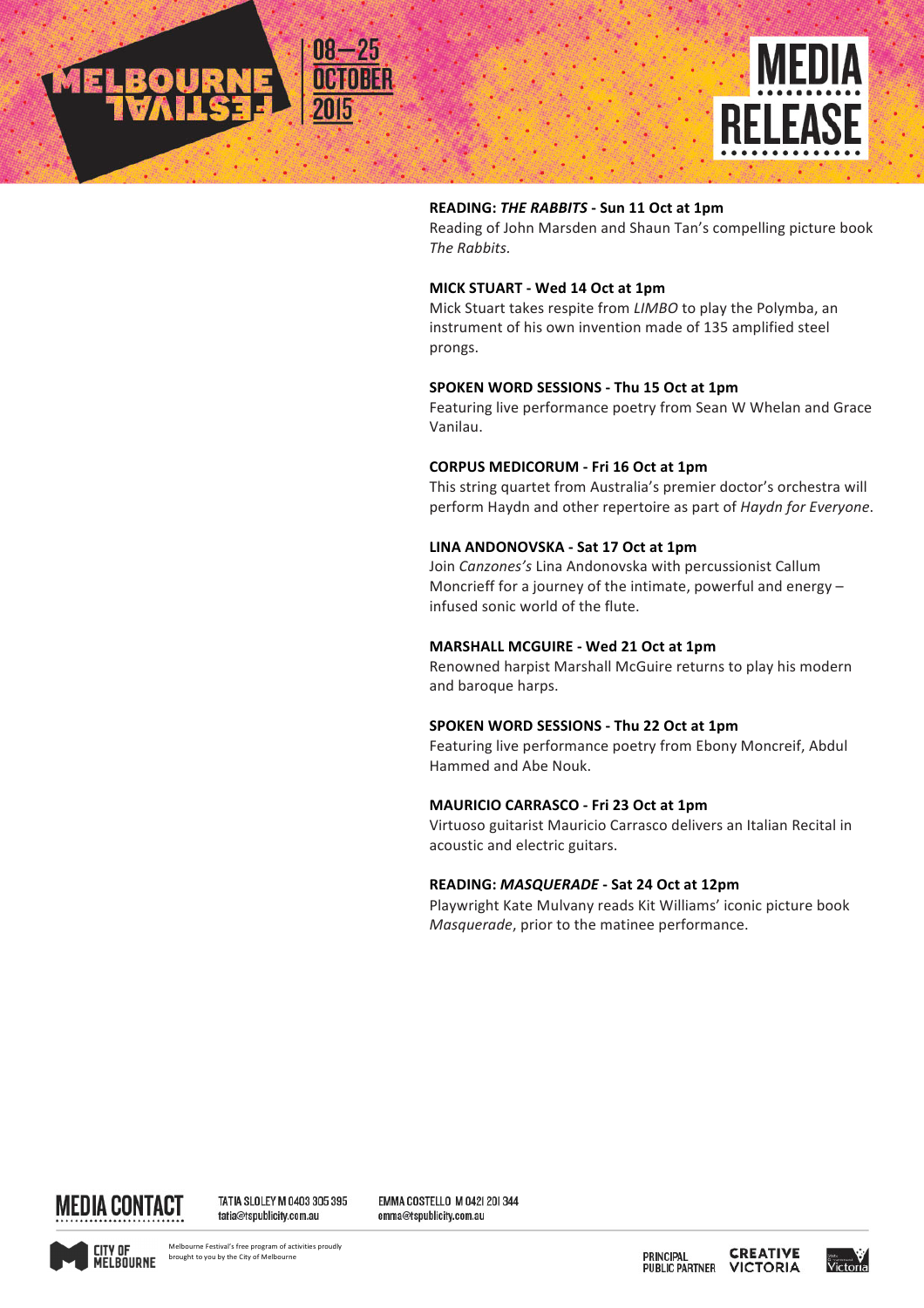**READING: *THE RABBITS* - Sun 11 Oct at 1pm**
Reading of John Marsden and Shaun Tan's compelling picture book *The Rabbits.*

**MICK STUART - Wed 14 Oct at 1pm**
Mick Stuart takes respite from *LIMBO* to play the Polymba, an instrument of his own invention made of 135 amplified steel prongs.

**SPOKEN WORD SESSIONS - Thu 15 Oct at 1pm**
Featuring live performance poetry from Sean W Whelan and Grace Vanilau.

**CORPUS MEDICORUM - Fri 16 Oct at 1pm**
This string quartet from Australia's premier doctor's orchestra will perform Haydn and other repertoire as part of *Haydn for Everyone*.

**LINA ANDONOVSKA - Sat 17 Oct at 1pm**
Join *Canzones's* Lina Andonovska with percussionist Callum Moncrieff for a journey of the intimate, powerful and energy – infused sonic world of the flute.

**MARSHALL MCGUIRE - Wed 21 Oct at 1pm**
Renowned harpist Marshall McGuire returns to play his modern and baroque harps.

**SPOKEN WORD SESSIONS - Thu 22 Oct at 1pm**
Featuring live performance poetry from Ebony Moncreif, Abdul Hammed and Abe Nouk.

**MAURICIO CARRASCO - Fri 23 Oct at 1pm**
Virtuoso guitarist Mauricio Carrasco delivers an Italian Recital in acoustic and electric guitars.

**READING: *MASQUERADE* - Sat 24 Oct at 12pm**
Playwright Kate Mulvany reads Kit Williams' iconic picture book *Masquerade*, prior to the matinee performance.

**MEDIA CONTACT**

TATIA SLOLEY M 0403 305 395
tatia@tspublicity.com.au

EMMA COSTELLO M 0421 201 344
emma@tspublicity.com.au

Melbourne Festival's free program of activities proudly brought to you by the City of Melbourne